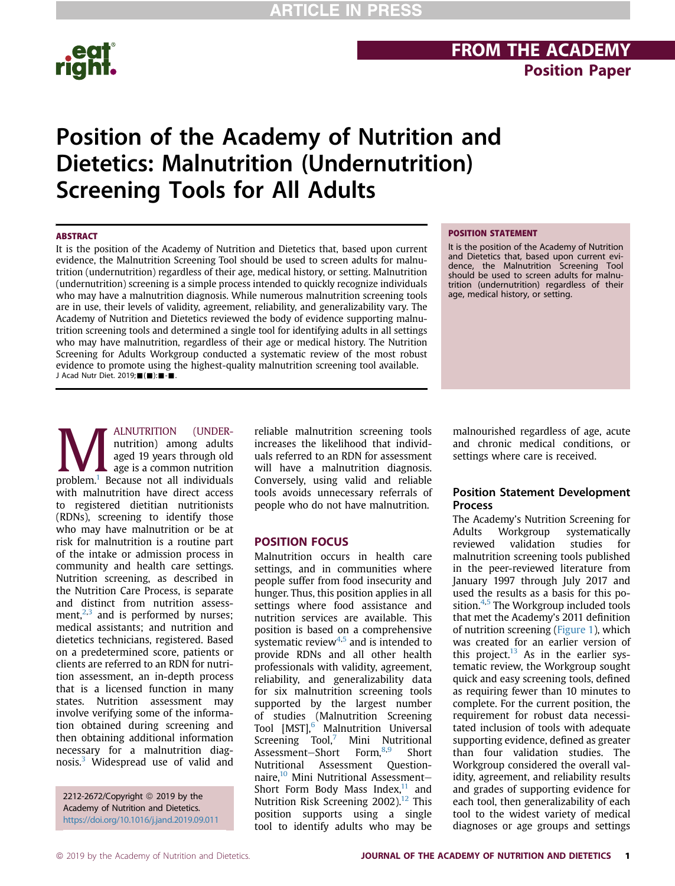# Position of the Academy of Nutrition and Dietetics: Malnutrition (Undernutrition) Screening Tools for All Adults

## ABSTRACT

It is the position of the Academy of Nutrition and Dietetics that, based upon current evidence, the Malnutrition Screening Tool should be used to screen adults for malnutrition (undernutrition) regardless of their age, medical history, or setting. Malnutrition (undernutrition) screening is a simple process intended to quickly recognize individuals who may have a malnutrition diagnosis. While numerous malnutrition screening tools are in use, their levels of validity, agreement, reliability, and generalizability vary. The Academy of Nutrition and Dietetics reviewed the body of evidence supporting malnutrition screening tools and determined a single tool for identifying adults in all settings who may have malnutrition, regardless of their age or medical history. The Nutrition Screening for Adults Workgroup conducted a systematic review of the most robust evidence to promote using the highest-quality malnutrition screening tool available.

J Acad Nutr Diet. 2019;■(■):■-■.

## POSITION STATEMENT

It is the position of the Academy of Nutrition and Dietetics that, based upon current evidence, the Malnutrition Screening Tool should be used to screen adults for malnutrition (undernutrition) regardless of their age, medical history, or setting.

MALNUTRITION (UNDERnutrition) among adults aged 19 years through old age is a common nutrition problem.[1] Because not all individuals with malnutrition have direct access to registered dietitian nutritionists (RDNs), screening to identify those who may have malnutrition or be at risk for malnutrition is a routine part of the intake or admission process in community and health care settings. Nutrition screening, as described in the Nutrition Care Process, is separate and distinct from nutrition assessment,[2,3] and is performed by nurses; medical assistants; and nutrition and dietetics technicians, registered. Based on a predetermined score, patients or clients are referred to an RDN for nutrition assessment, an in-depth process that is a licensed function in many states. Nutrition assessment may involve verifying some of the information obtained during screening and then obtaining additional information necessary for a malnutrition diagnosis.[3] Widespread use of valid and reliable malnutrition screening tools increases the likelihood that individuals referred to an RDN for assessment will have a malnutrition diagnosis. Conversely, using valid and reliable tools avoids unnecessary referrals of people who do not have malnutrition.

2212-2672/Copyright © 2019 by the Academy of Nutrition and Dietetics.
https://doi.org/10.1016/j.jand.2019.09.011

## POSITION FOCUS

Malnutrition occurs in health care settings, and in communities where people suffer from food insecurity and hunger. Thus, this position applies in all settings where food assistance and nutrition services are available. This position is based on a comprehensive systematic review[4,5] and is intended to provide RDNs and all other health professionals with validity, agreement, reliability, and generalizability data for six malnutrition screening tools supported by the largest number of studies (Malnutrition Screening Tool [MST],[6] Malnutrition Universal Screening Tool,[7] Mini Nutritional Assessment–Short Form,[8,9] Short Nutritional Assessment Questionnaire,[10] Mini Nutritional Assessment–Short Form Body Mass Index,[11] and Nutrition Risk Screening 2002).[12] This position supports using a single tool to identify adults who may be malnourished regardless of age, acute and chronic medical conditions, or settings where care is received.

## Position Statement Development Process

The Academy's Nutrition Screening for Adults Workgroup systematically reviewed validation studies for malnutrition screening tools published in the peer-reviewed literature from January 1997 through July 2017 and used the results as a basis for this position.[4,5] The Workgroup included tools that met the Academy's 2011 definition of nutrition screening (Figure 1), which was created for an earlier version of this project.[13] As in the earlier systematic review, the Workgroup sought quick and easy screening tools, defined as requiring fewer than 10 minutes to complete. For the current position, the requirement for robust data necessitated inclusion of tools with adequate supporting evidence, defined as greater than four validation studies. The Workgroup considered the overall validity, agreement, and reliability results and grades of supporting evidence for each tool, then generalizability of each tool to the widest variety of medical diagnoses or age groups and settings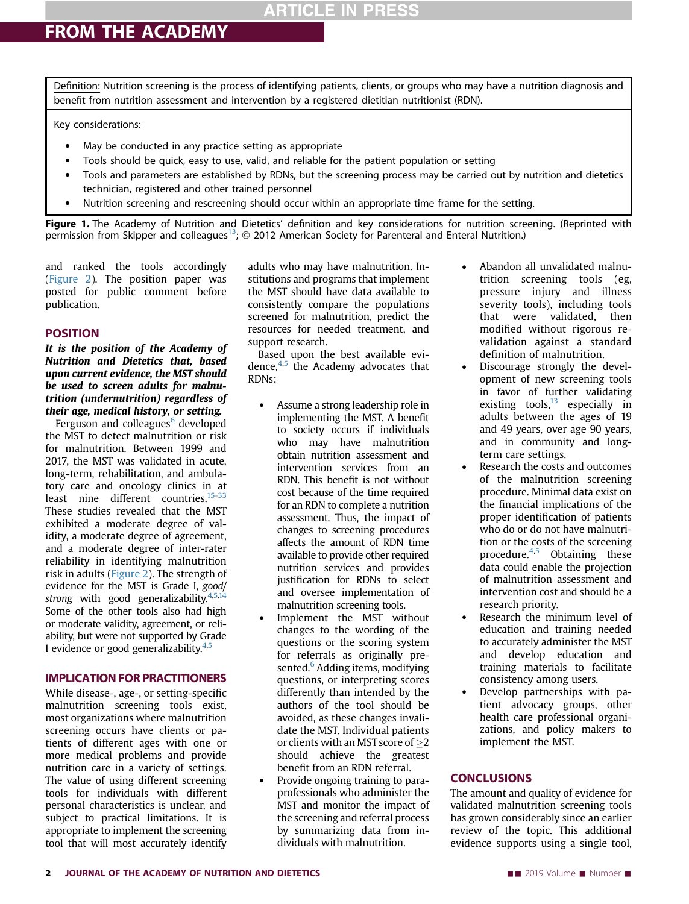Definition: Nutrition screening is the process of identifying patients, clients, or groups who may have a nutrition diagnosis and benefit from nutrition assessment and intervention by a registered dietitian nutritionist (RDN).

Key considerations:

- May be conducted in any practice setting as appropriate
- Tools should be quick, easy to use, valid, and reliable for the patient population or setting
- Tools and parameters are established by RDNs, but the screening process may be carried out by nutrition and dietetics technician, registered and other trained personnel
- Nutrition screening and rescreening should occur within an appropriate time frame for the setting.

**Figure 1.** The Academy of Nutrition and Dietetics' definition and key considerations for nutrition screening. (Reprinted with permission from Skipper and colleagues[13]; © 2012 American Society for Parenteral and Enteral Nutrition.)

and ranked the tools accordingly (Figure 2). The position paper was posted for public comment before publication.

## POSITION

***It is the position of the Academy of Nutrition and Dietetics that, based upon current evidence, the MST should be used to screen adults for malnutrition (undernutrition) regardless of their age, medical history, or setting.***

Ferguson and colleagues[6] developed the MST to detect malnutrition or risk for malnutrition. Between 1999 and 2017, the MST was validated in acute, long-term, rehabilitation, and ambulatory care and oncology clinics in at least nine different countries.[15-33] These studies revealed that the MST exhibited a moderate degree of validity, a moderate degree of agreement, and a moderate degree of inter-rater reliability in identifying malnutrition risk in adults (Figure 2). The strength of evidence for the MST is Grade I, *good/strong* with good generalizability.[4,5,14] Some of the other tools also had high or moderate validity, agreement, or reliability, but were not supported by Grade I evidence or good generalizability.[4,5]

## IMPLICATION FOR PRACTITIONERS

While disease-, age-, or setting-specific malnutrition screening tools exist, most organizations where malnutrition screening occurs have clients or patients of different ages with one or more medical problems and provide nutrition care in a variety of settings. The value of using different screening tools for individuals with different personal characteristics is unclear, and subject to practical limitations. It is appropriate to implement the screening tool that will most accurately identify adults who may have malnutrition. Institutions and programs that implement the MST should have data available to consistently compare the populations screened for malnutrition, predict the resources for needed treatment, and support research.

Based upon the best available evidence,[4,5] the Academy advocates that RDNs:

- Assume a strong leadership role in implementing the MST. A benefit to society occurs if individuals who may have malnutrition obtain nutrition assessment and intervention services from an RDN. This benefit is not without cost because of the time required for an RDN to complete a nutrition assessment. Thus, the impact of changes to screening procedures affects the amount of RDN time available to provide other required nutrition services and provides justification for RDNs to select and oversee implementation of malnutrition screening tools.
- Implement the MST without changes to the wording of the questions or the scoring system for referrals as originally presented.[6] Adding items, modifying questions, or interpreting scores differently than intended by the authors of the tool should be avoided, as these changes invalidate the MST. Individual patients or clients with an MST score of ≥2 should achieve the greatest benefit from an RDN referral.
- Provide ongoing training to paraprofessionals who administer the MST and monitor the impact of the screening and referral process by summarizing data from individuals with malnutrition.
- Abandon all unvalidated malnutrition screening tools (eg, pressure injury and illness severity tools), including tools that were validated, then modified without rigorous revalidation against a standard definition of malnutrition.
- Discourage strongly the development of new screening tools in favor of further validating existing tools,[13] especially in adults between the ages of 19 and 49 years, over age 90 years, and in community and long-term care settings.
- Research the costs and outcomes of the malnutrition screening procedure. Minimal data exist on the financial implications of the proper identification of patients who do or do not have malnutrition or the costs of the screening procedure.[4,5] Obtaining these data could enable the projection of malnutrition assessment and intervention cost and should be a research priority.
- Research the minimum level of education and training needed to accurately administer the MST and develop education and training materials to facilitate consistency among users.
- Develop partnerships with patient advocacy groups, other health care professional organizations, and policy makers to implement the MST.

## CONCLUSIONS

The amount and quality of evidence for validated malnutrition screening tools has grown considerably since an earlier review of the topic. This additional evidence supports using a single tool,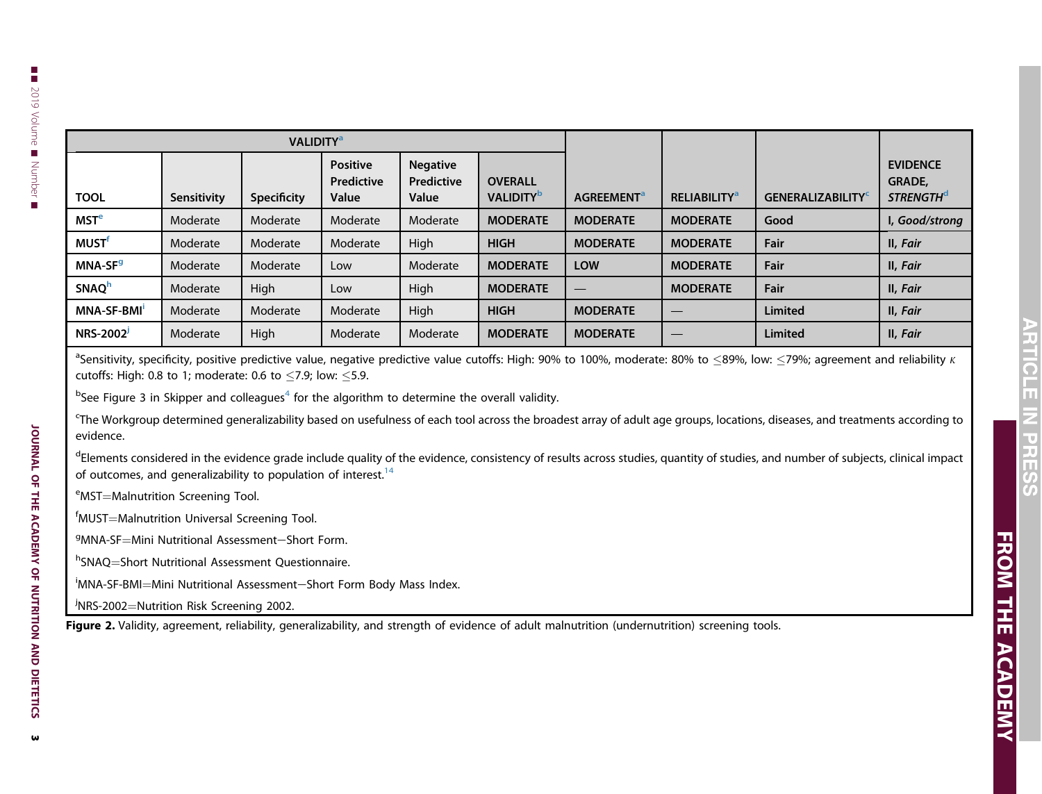| | VALIDITY[a] | | | | | | | | |
|---|---|---|---|---|---|---|---|---|---|
| **TOOL** | **Sensitivity** | **Specificity** | **Positive Predictive Value** | **Negative Predictive Value** | **OVERALL VALIDITY[b]** | **AGREEMENT[a]** | **RELIABILITY[a]** | **GENERALIZABILITY[c]** | **EVIDENCE GRADE, *STRENGTH*[d]** |
| **MST[e]** | Moderate | Moderate | Moderate | Moderate | **MODERATE** | **MODERATE** | **MODERATE** | **Good** | **I, *Good/strong*** |
| **MUST[f]** | Moderate | Moderate | Moderate | High | **HIGH** | **MODERATE** | **MODERATE** | **Fair** | **II, *Fair*** |
| **MNA-SF[g]** | Moderate | Moderate | Low | Moderate | **MODERATE** | **LOW** | **MODERATE** | **Fair** | **II, *Fair*** |
| **SNAQ[h]** | Moderate | High | Low | High | **MODERATE** | — | **MODERATE** | **Fair** | **II, *Fair*** |
| **MNA-SF-BMI[i]** | Moderate | Moderate | Moderate | High | **HIGH** | **MODERATE** | — | **Limited** | **II, *Fair*** |
| **NRS-2002[j]** | Moderate | High | Moderate | Moderate | **MODERATE** | **MODERATE** | — | **Limited** | **II, *Fair*** |

[a]Sensitivity, specificity, positive predictive value, negative predictive value cutoffs: High: 90% to 100%, moderate: 80% to ≤89%, low: ≤79%; agreement and reliability $\kappa$ cutoffs: High: 0.8 to 1; moderate: 0.6 to ≤7.9; low: ≤5.9.

[b]See Figure 3 in Skipper and colleagues[4] for the algorithm to determine the overall validity.

[c]The Workgroup determined generalizability based on usefulness of each tool across the broadest array of adult age groups, locations, diseases, and treatments according to evidence.

[d]Elements considered in the evidence grade include quality of the evidence, consistency of results across studies, quantity of studies, and number of subjects, clinical impact of outcomes, and generalizability to population of interest.[14]

[e]MST=Malnutrition Screening Tool.

[f]MUST=Malnutrition Universal Screening Tool.

[g]MNA-SF=Mini Nutritional Assessment−Short Form.

[h]SNAQ=Short Nutritional Assessment Questionnaire.

[i]MNA-SF-BMI=Mini Nutritional Assessment−Short Form Body Mass Index.

[j]NRS-2002=Nutrition Risk Screening 2002.

**Figure 2.** Validity, agreement, reliability, generalizability, and strength of evidence of adult malnutrition (undernutrition) screening tools.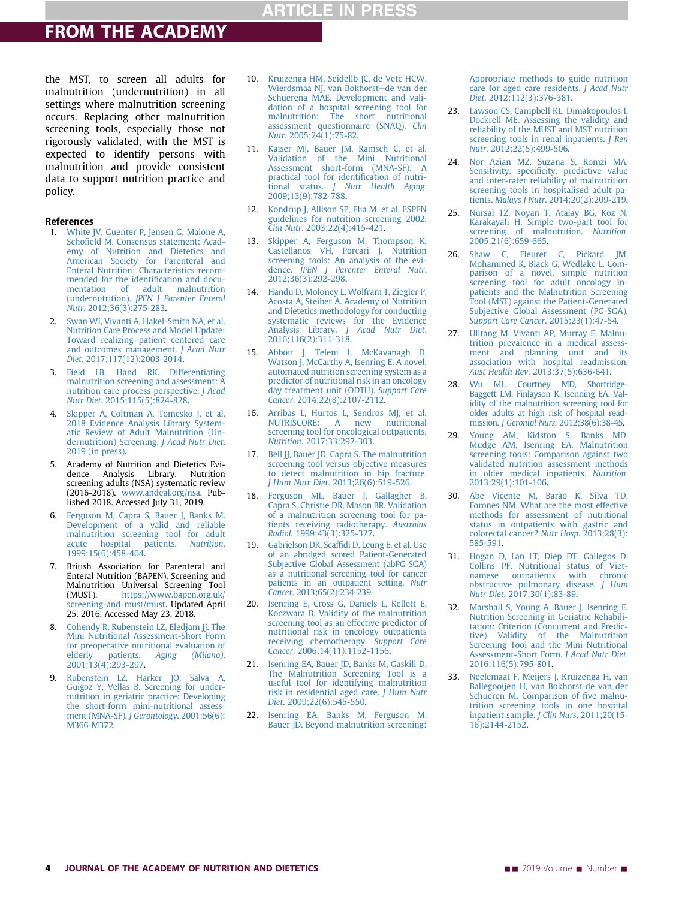the MST, to screen all adults for malnutrition (undernutrition) in all settings where malnutrition screening occurs. Replacing other malnutrition screening tools, especially those not rigorously validated, with the MST is expected to identify persons with malnutrition and provide consistent data to support nutrition practice and policy.

## References

1. White JV, Guenter P, Jensen G, Malone A, Schofield M. Consensus statement: Academy of Nutrition and Dietetics and American Society for Parenteral and Enteral Nutrition: Characteristics recommended for the identification and documentation of adult malnutrition (undernutrition). *JPEN J Parenter Enteral Nutr*. 2012;36(3):275-283.
2. Swan WI, Vivanti A, Hakel-Smith NA, et al. Nutrition Care Process and Model Update: Toward realizing patient centered care and outcomes management. *J Acad Nutr Diet*. 2017;117(12):2003-2014.
3. Field LB, Hand RK. Differentiating malnutrition screening and assessment: A nutrition care process perspective. *J Acad Nutr Diet*. 2015;115(5):824-828.
4. Skipper A, Coltman A, Tomesko J, et al. 2018 Evidence Analysis Library Systematic Review of Adult Malnutrition (Undernutrition) Screening. *J Acad Nutr Diet*. 2019 (in press).
5. Academy of Nutrition and Dietetics Evidence Analysis Library. Nutrition screening adults (NSA) systematic review (2016-2018). www.andeal.org/nsa. Published 2018. Accessed July 31, 2019.
6. Ferguson M, Capra S, Bauer J, Banks M. Development of a valid and reliable malnutrition screening tool for adult acute hospital patients. *Nutrition*. 1999;15(6):458-464.
7. British Association for Parenteral and Enteral Nutrition (BAPEN). Screening and Malnutrition Universal Screening Tool (MUST). https://www.bapen.org.uk/screening-and-must/must. Updated April 25, 2016. Accessed May 23, 2018.
8. Cohendy R, Rubenstein LZ, Eledjam JJ. The Mini Nutritional Assessment-Short Form for preoperative nutritional evaluation of elderly patients. *Aging (Milano)*. 2001;13(4):293-297.
9. Rubenstein LZ, Harker JO, Salva A, Guigoz Y, Vellas B. Screening for undernutrition in geriatric practice: Developing the short-form mini-nutritional assessment (MNA-SF). *J Gerontology*. 2001;56(6):M366-M372.
10. Kruizenga HM, Seidellb JC, de Vetc HCW, Wierdsmaa NJ, van Bokhorst–de van der Schuerena MAE. Development and validation of a hospital screening tool for malnutrition: The short nutritional assessment questionnaire (SNAQ). *Clin Nutr*. 2005;24(1):75-82.
11. Kaiser MJ, Bauer JM, Ramsch C, et al. Validation of the Mini Nutritional Assessment short-form (MNA-SF): A practical tool for identification of nutritional status. *J Nutr Health Aging*. 2009;13(9):782-788.
12. Kondrup J, Allison SP, Elia M, et al. ESPEN guidelines for nutrition screening 2002. *Clin Nutr*. 2003;22(4):415-421.
13. Skipper A, Ferguson M, Thompson K, Castellanos VH, Porcari J. Nutrition screening tools: An analysis of the evidence. *JPEN J Parenter Enteral Nutr*. 2012;36(3):292-298.
14. Handu D, Moloney L, Wolfram T, Ziegler P, Acosta A, Steiber A. Academy of Nutrition and Dietetics methodology for conducting systematic reviews for the Evidence Analysis Library. *J Acad Nutr Diet*. 2016;116(2):311-318.
15. Abbott J, Teleni L, McKavanagh D, Watson J, McCarthy A, Isenring E. A novel, automated nutrition screening system as a predictor of nutritional risk in an oncology day treatment unit (ODTU). *Support Care Cancer*. 2014;22(8):2107-2112.
16. Arribas L, Hurtos L, Sendros MJ, et al. NUTRISCORE: A new nutritional screening tool for oncological outpatients. *Nutrition*. 2017;33:297-303.
17. Bell JJ, Bauer JD, Capra S. The malnutrition screening tool versus objective measures to detect malnutrition in hip fracture. *J Hum Nutr Diet*. 2013;26(6):519-526.
18. Ferguson ML, Bauer J, Gallagher B, Capra S, Christie DR, Mason BR. Validation of a malnutrition screening tool for patients receiving radiotherapy. *Australas Radiol*. 1999;43(3):325-327.
19. Gabrielson DK, Scaffidi D, Leung E, et al. Use of an abridged scored Patient-Generated Subjective Global Assessment (abPG-SGA) as a nutritional screening tool for cancer patients in an outpatient setting. *Nutr Cancer*. 2013;65(2):234-239.
20. Isenring E, Cross G, Daniels L, Kellett E, Koczwara B. Validity of the malnutrition screening tool as an effective predictor of nutritional risk in oncology outpatients receiving chemotherapy. *Support Care Cancer*. 2006;14(11):1152-1156.
21. Isenring EA, Bauer JD, Banks M, Gaskill D. The Malnutrition Screening Tool is a useful tool for identifying malnutrition risk in residential aged care. *J Hum Nutr Diet*. 2009;22(6):545-550.
22. Isenring EA, Banks M, Ferguson M, Bauer JD. Beyond malnutrition screening: Appropriate methods to guide nutrition care for aged care residents. *J Acad Nutr Diet*. 2012;112(3):376-381.
23. Lawson CS, Campbell KL, Dimakopoulos I, Dockrell ME. Assessing the validity and reliability of the MUST and MST nutrition screening tools in renal inpatients. *J Ren Nutr*. 2012;22(5):499-506.
24. Nor Azian MZ, Suzana S, Romzi MA. Sensitivity, specificity, predictive value and inter-rater reliability of malnutrition screening tools in hospitalised adult patients. *Malays J Nutr*. 2014;20(2):209-219.
25. Nursal TZ, Noyan T, Atalay BG, Koz N, Karakayali H. Simple two-part tool for screening of malnutrition. *Nutrition*. 2005;21(6):659-665.
26. Shaw C, Fleuret C, Pickard JM, Mohammed K, Black G, Wedlake L. Comparison of a novel, simple nutrition screening tool for adult oncology inpatients and the Malnutrition Screening Tool (MST) against the Patient-Generated Subjective Global Assessment (PG-SGA). *Support Care Cancer*. 2015;23(1):47-54.
27. Ulltang M, Vivanti AP, Murray E. Malnutrition prevalence in a medical assessment and planning unit and its association with hospital readmission. *Aust Health Rev*. 2013;37(5):636-641.
28. Wu ML, Courtney MD, Shortridge-Baggett LM, Finlayson K, Isenning EA. Validity of the malnutrition screening tool for older adults at high risk of hospital readmission. *J Gerontol Nurs*. 2012;38(6):38-45.
29. Young AM, Kidston S, Banks MD, Mudge AM, Isenring EA. Malnutrition screening tools: Comparison against two validated nutrition assessment methods in older medical inpatients. *Nutrition*. 2013;29(1):101-106.
30. Abe Vicente M, Barão K, Silva TD, Forones NM. What are the most effective methods for assessment of nutritional status in outpatients with gastric and colorectal cancer? *Nutr Hosp*. 2013;28(3):585-591.
31. Hogan D, Lan LT, Diep DT, Gallegos D, Collins PF. Nutritional status of Vietnamese outpatients with chronic obstructive pulmonary disease. *J Hum Nutr Diet*. 2017;30(1):83-89.
32. Marshall S, Young A, Bauer J, Isenring E. Nutrition Screening in Geriatric Rehabilitation: Criterion (Concurrent and Predictive) Validity of the Malnutrition Screening Tool and the Mini Nutritional Assessment-Short Form. *J Acad Nutr Diet*. 2016;116(5):795-801.
33. Neelemaat F, Meijers J, Kruizenga H, van Ballegooijen H, van Bokhorst-de van der Schueren M. Comparison of five malnutrition screening tools in one hospital inpatient sample. *J Clin Nurs*. 2011;20(15-16):2144-2152.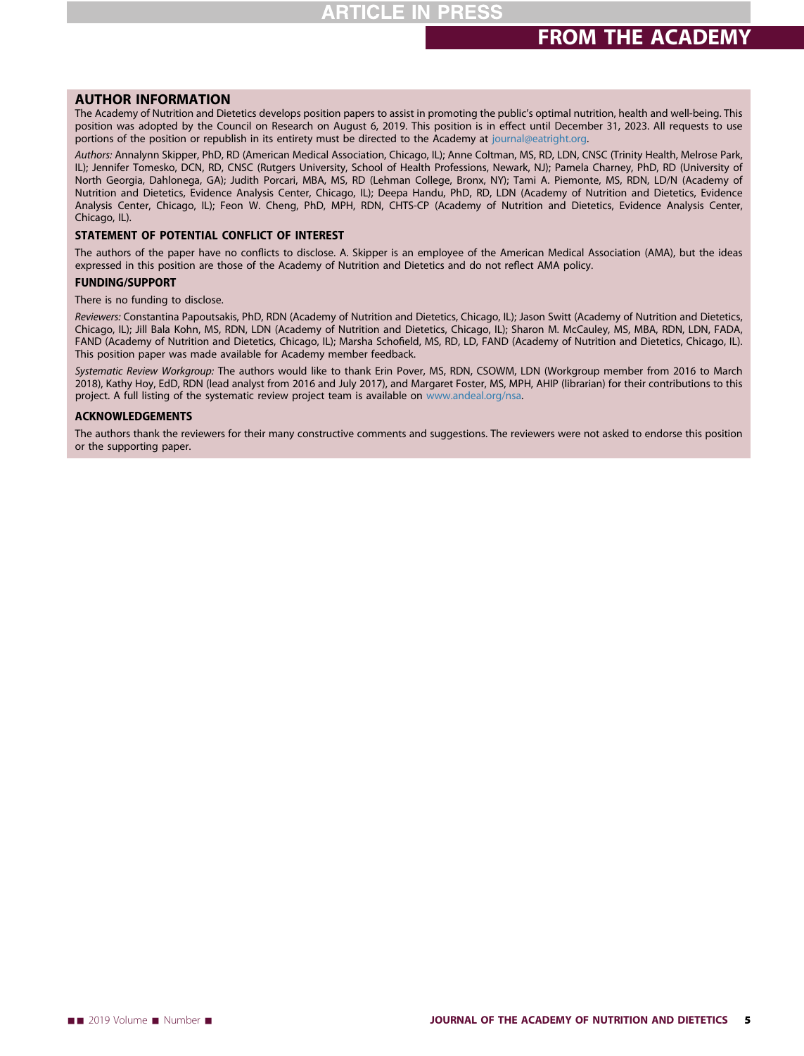## AUTHOR INFORMATION

The Academy of Nutrition and Dietetics develops position papers to assist in promoting the public's optimal nutrition, health and well-being. This position was adopted by the Council on Research on August 6, 2019. This position is in effect until December 31, 2023. All requests to use portions of the position or republish in its entirety must be directed to the Academy at journal@eatright.org.

*Authors:* Annalynn Skipper, PhD, RD (American Medical Association, Chicago, IL); Anne Coltman, MS, RD, LDN, CNSC (Trinity Health, Melrose Park, IL); Jennifer Tomesko, DCN, RD, CNSC (Rutgers University, School of Health Professions, Newark, NJ); Pamela Charney, PhD, RD (University of North Georgia, Dahlonega, GA); Judith Porcari, MBA, MS, RD (Lehman College, Bronx, NY); Tami A. Piemonte, MS, RDN, LD/N (Academy of Nutrition and Dietetics, Evidence Analysis Center, Chicago, IL); Deepa Handu, PhD, RD, LDN (Academy of Nutrition and Dietetics, Evidence Analysis Center, Chicago, IL); Feon W. Cheng, PhD, MPH, RDN, CHTS-CP (Academy of Nutrition and Dietetics, Evidence Analysis Center, Chicago, IL).

### STATEMENT OF POTENTIAL CONFLICT OF INTEREST

The authors of the paper have no conflicts to disclose. A. Skipper is an employee of the American Medical Association (AMA), but the ideas expressed in this position are those of the Academy of Nutrition and Dietetics and do not reflect AMA policy.

### FUNDING/SUPPORT

There is no funding to disclose.

*Reviewers:* Constantina Papoutsakis, PhD, RDN (Academy of Nutrition and Dietetics, Chicago, IL); Jason Switt (Academy of Nutrition and Dietetics, Chicago, IL); Jill Bala Kohn, MS, RDN, LDN (Academy of Nutrition and Dietetics, Chicago, IL); Sharon M. McCauley, MS, MBA, RDN, LDN, FADA, FAND (Academy of Nutrition and Dietetics, Chicago, IL); Marsha Schofield, MS, RD, LD, FAND (Academy of Nutrition and Dietetics, Chicago, IL). This position paper was made available for Academy member feedback.

*Systematic Review Workgroup:* The authors would like to thank Erin Pover, MS, RDN, CSOWM, LDN (Workgroup member from 2016 to March 2018), Kathy Hoy, EdD, RDN (lead analyst from 2016 and July 2017), and Margaret Foster, MS, MPH, AHIP (librarian) for their contributions to this project. A full listing of the systematic review project team is available on www.andeal.org/nsa.

### ACKNOWLEDGEMENTS

The authors thank the reviewers for their many constructive comments and suggestions. The reviewers were not asked to endorse this position or the supporting paper.